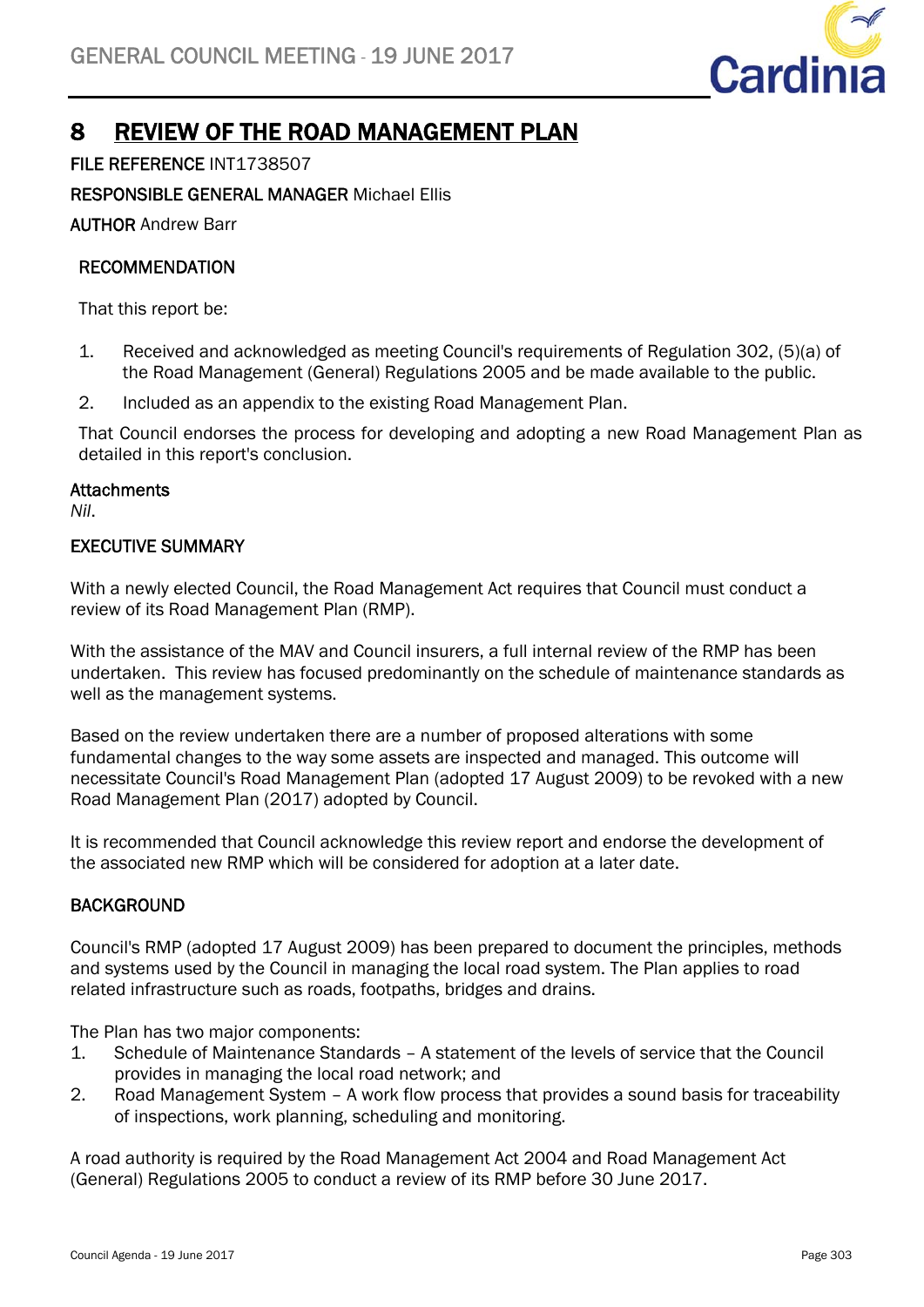# 8 REVIEW OF THE ROAD MANAGEMENT PLAN

**FILE REFERENCE** INT1738507

**RESPONSIBLE GENERAL MANAGER** Michael Ellis

**AUTHOR** Andrew Barr

## RECOMMENDATION

That this report be:

1. Received and acknowledged as meeting Council's requirements of Regulation 302, (5)(a) of the Road Management (General) Regulations 2005 and be made available to the public.
2. Included as an appendix to the existing Road Management Plan.

That Council endorses the process for developing and adopting a new Road Management Plan as detailed in this report's conclusion.

**Attachments**

*Nil.*

## EXECUTIVE SUMMARY

With a newly elected Council, the Road Management Act requires that Council must conduct a review of its Road Management Plan (RMP).

With the assistance of the MAV and Council insurers, a full internal review of the RMP has been undertaken. This review has focused predominantly on the schedule of maintenance standards as well as the management systems.

Based on the review undertaken there are a number of proposed alterations with some fundamental changes to the way some assets are inspected and managed. This outcome will necessitate Council's Road Management Plan (adopted 17 August 2009) to be revoked with a new Road Management Plan (2017) adopted by Council.

It is recommended that Council acknowledge this review report and endorse the development of the associated new RMP which will be considered for adoption at a later date.

## BACKGROUND

Council's RMP (adopted 17 August 2009) has been prepared to document the principles, methods and systems used by the Council in managing the local road system. The Plan applies to road related infrastructure such as roads, footpaths, bridges and drains.

The Plan has two major components:

1. Schedule of Maintenance Standards – A statement of the levels of service that the Council provides in managing the local road network; and
2. Road Management System – A work flow process that provides a sound basis for traceability of inspections, work planning, scheduling and monitoring.

A road authority is required by the Road Management Act 2004 and Road Management Act (General) Regulations 2005 to conduct a review of its RMP before 30 June 2017.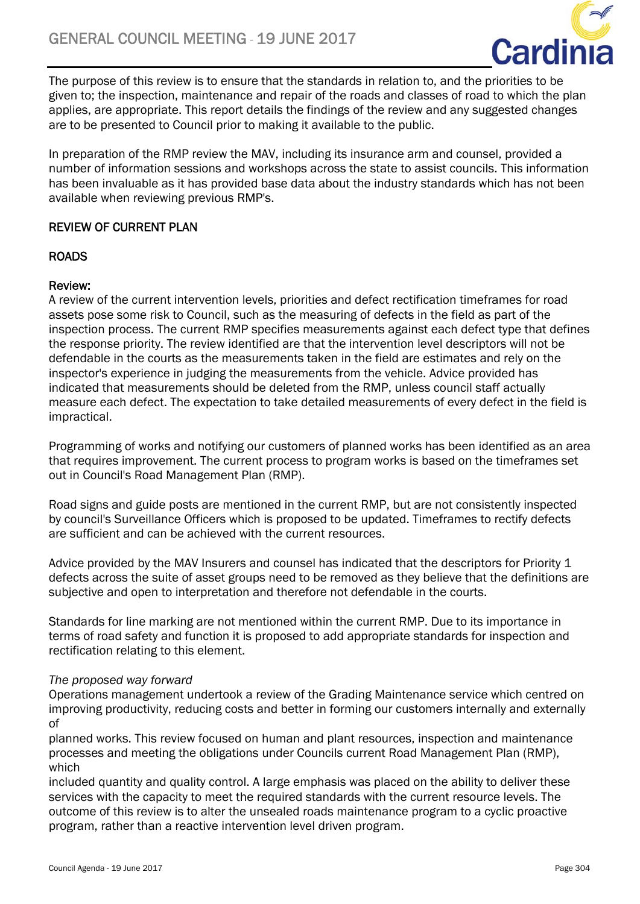The purpose of this review is to ensure that the standards in relation to, and the priorities to be given to; the inspection, maintenance and repair of the roads and classes of road to which the plan applies, are appropriate. This report details the findings of the review and any suggested changes are to be presented to Council prior to making it available to the public.

In preparation of the RMP review the MAV, including its insurance arm and counsel, provided a number of information sessions and workshops across the state to assist councils. This information has been invaluable as it has provided base data about the industry standards which has not been available when reviewing previous RMP's.

## REVIEW OF CURRENT PLAN

### ROADS

**Review:**
A review of the current intervention levels, priorities and defect rectification timeframes for road assets pose some risk to Council, such as the measuring of defects in the field as part of the inspection process. The current RMP specifies measurements against each defect type that defines the response priority. The review identified are that the intervention level descriptors will not be defendable in the courts as the measurements taken in the field are estimates and rely on the inspector's experience in judging the measurements from the vehicle. Advice provided has indicated that measurements should be deleted from the RMP, unless council staff actually measure each defect. The expectation to take detailed measurements of every defect in the field is impractical.

Programming of works and notifying our customers of planned works has been identified as an area that requires improvement. The current process to program works is based on the timeframes set out in Council's Road Management Plan (RMP).

Road signs and guide posts are mentioned in the current RMP, but are not consistently inspected by council's Surveillance Officers which is proposed to be updated. Timeframes to rectify defects are sufficient and can be achieved with the current resources.

Advice provided by the MAV Insurers and counsel has indicated that the descriptors for Priority 1 defects across the suite of asset groups need to be removed as they believe that the definitions are subjective and open to interpretation and therefore not defendable in the courts.

Standards for line marking are not mentioned within the current RMP. Due to its importance in terms of road safety and function it is proposed to add appropriate standards for inspection and rectification relating to this element.

*The proposed way forward*
Operations management undertook a review of the Grading Maintenance service which centred on improving productivity, reducing costs and better in forming our customers internally and externally of
planned works. This review focused on human and plant resources, inspection and maintenance processes and meeting the obligations under Councils current Road Management Plan (RMP), which
included quantity and quality control. A large emphasis was placed on the ability to deliver these services with the capacity to meet the required standards with the current resource levels. The outcome of this review is to alter the unsealed roads maintenance program to a cyclic proactive program, rather than a reactive intervention level driven program.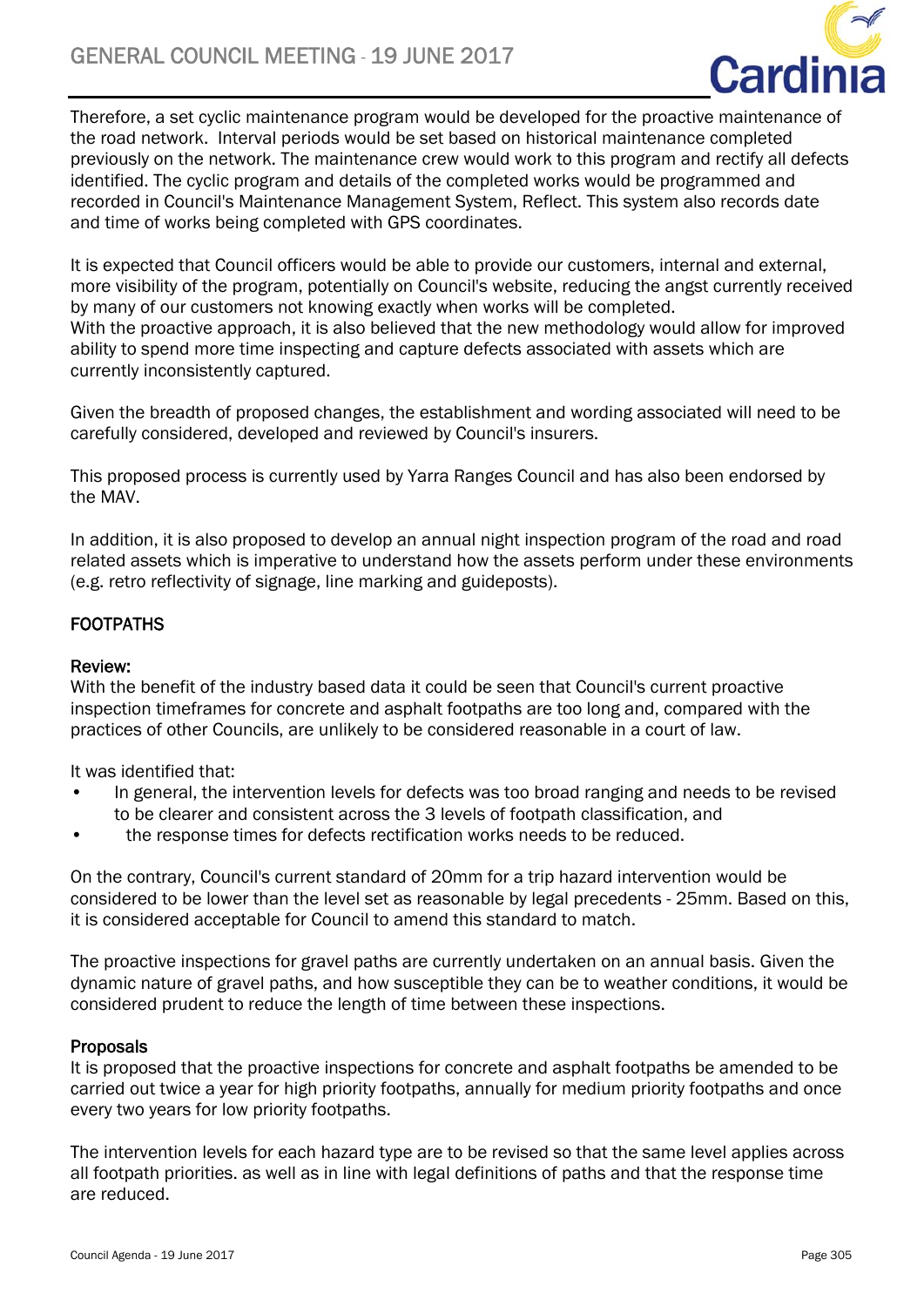Therefore, a set cyclic maintenance program would be developed for the proactive maintenance of the road network. Interval periods would be set based on historical maintenance completed previously on the network. The maintenance crew would work to this program and rectify all defects identified. The cyclic program and details of the completed works would be programmed and recorded in Council's Maintenance Management System, Reflect. This system also records date and time of works being completed with GPS coordinates.

It is expected that Council officers would be able to provide our customers, internal and external, more visibility of the program, potentially on Council's website, reducing the angst currently received by many of our customers not knowing exactly when works will be completed.
With the proactive approach, it is also believed that the new methodology would allow for improved ability to spend more time inspecting and capture defects associated with assets which are currently inconsistently captured.

Given the breadth of proposed changes, the establishment and wording associated will need to be carefully considered, developed and reviewed by Council's insurers.

This proposed process is currently used by Yarra Ranges Council and has also been endorsed by the MAV.

In addition, it is also proposed to develop an annual night inspection program of the road and road related assets which is imperative to understand how the assets perform under these environments (e.g. retro reflectivity of signage, line marking and guideposts).

## FOOTPATHS

### Review:

With the benefit of the industry based data it could be seen that Council's current proactive inspection timeframes for concrete and asphalt footpaths are too long and, compared with the practices of other Councils, are unlikely to be considered reasonable in a court of law.

It was identified that:

- In general, the intervention levels for defects was too broad ranging and needs to be revised to be clearer and consistent across the 3 levels of footpath classification, and
- the response times for defects rectification works needs to be reduced.

On the contrary, Council's current standard of 20mm for a trip hazard intervention would be considered to be lower than the level set as reasonable by legal precedents - 25mm. Based on this, it is considered acceptable for Council to amend this standard to match.

The proactive inspections for gravel paths are currently undertaken on an annual basis. Given the dynamic nature of gravel paths, and how susceptible they can be to weather conditions, it would be considered prudent to reduce the length of time between these inspections.

### Proposals

It is proposed that the proactive inspections for concrete and asphalt footpaths be amended to be carried out twice a year for high priority footpaths, annually for medium priority footpaths and once every two years for low priority footpaths.

The intervention levels for each hazard type are to be revised so that the same level applies across all footpath priorities. as well as in line with legal definitions of paths and that the response time are reduced.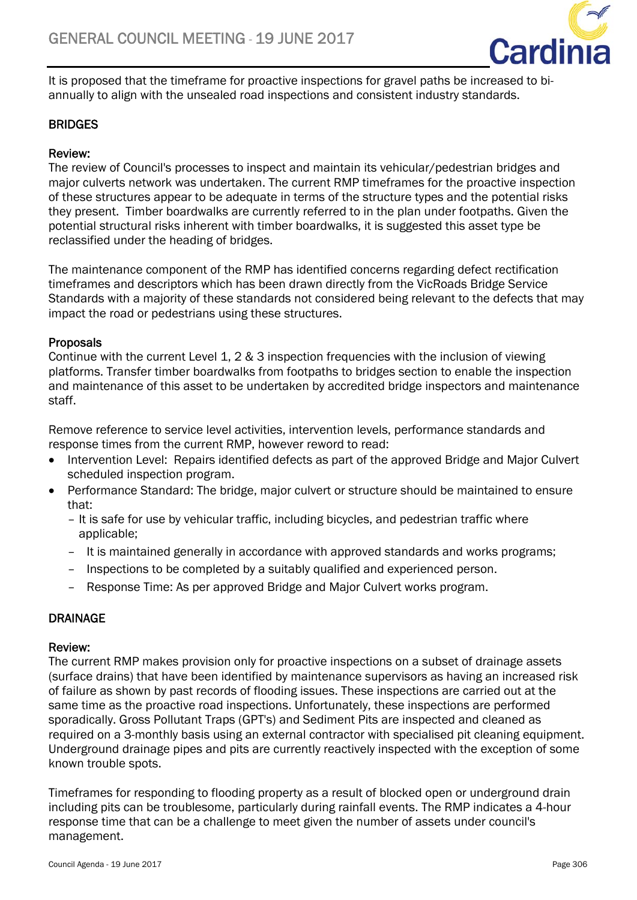It is proposed that the timeframe for proactive inspections for gravel paths be increased to bi-annually to align with the unsealed road inspections and consistent industry standards.

## BRIDGES

### Review:

The review of Council's processes to inspect and maintain its vehicular/pedestrian bridges and major culverts network was undertaken. The current RMP timeframes for the proactive inspection of these structures appear to be adequate in terms of the structure types and the potential risks they present. Timber boardwalks are currently referred to in the plan under footpaths. Given the potential structural risks inherent with timber boardwalks, it is suggested this asset type be reclassified under the heading of bridges.

The maintenance component of the RMP has identified concerns regarding defect rectification timeframes and descriptors which has been drawn directly from the VicRoads Bridge Service Standards with a majority of these standards not considered being relevant to the defects that may impact the road or pedestrians using these structures.

### Proposals

Continue with the current Level 1, 2 & 3 inspection frequencies with the inclusion of viewing platforms. Transfer timber boardwalks from footpaths to bridges section to enable the inspection and maintenance of this asset to be undertaken by accredited bridge inspectors and maintenance staff.

Remove reference to service level activities, intervention levels, performance standards and response times from the current RMP, however reword to read:

- Intervention Level: Repairs identified defects as part of the approved Bridge and Major Culvert scheduled inspection program.
- Performance Standard: The bridge, major culvert or structure should be maintained to ensure that:
  - It is safe for use by vehicular traffic, including bicycles, and pedestrian traffic where applicable;
  - It is maintained generally in accordance with approved standards and works programs;
  - Inspections to be completed by a suitably qualified and experienced person.
  - Response Time: As per approved Bridge and Major Culvert works program.

## DRAINAGE

### Review:

The current RMP makes provision only for proactive inspections on a subset of drainage assets (surface drains) that have been identified by maintenance supervisors as having an increased risk of failure as shown by past records of flooding issues. These inspections are carried out at the same time as the proactive road inspections. Unfortunately, these inspections are performed sporadically. Gross Pollutant Traps (GPT's) and Sediment Pits are inspected and cleaned as required on a 3-monthly basis using an external contractor with specialised pit cleaning equipment. Underground drainage pipes and pits are currently reactively inspected with the exception of some known trouble spots.

Timeframes for responding to flooding property as a result of blocked open or underground drain including pits can be troublesome, particularly during rainfall events. The RMP indicates a 4-hour response time that can be a challenge to meet given the number of assets under council's management.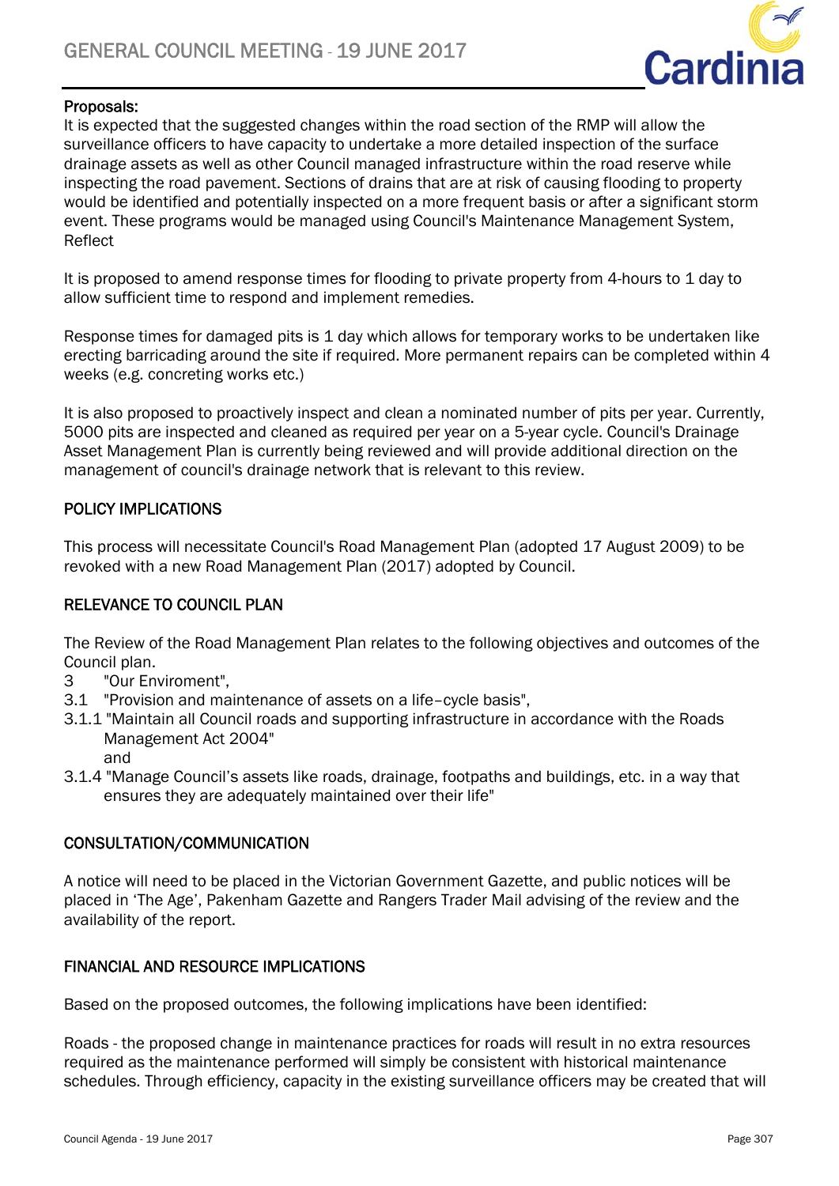**Proposals:**

It is expected that the suggested changes within the road section of the RMP will allow the surveillance officers to have capacity to undertake a more detailed inspection of the surface drainage assets as well as other Council managed infrastructure within the road reserve while inspecting the road pavement. Sections of drains that are at risk of causing flooding to property would be identified and potentially inspected on a more frequent basis or after a significant storm event. These programs would be managed using Council's Maintenance Management System, Reflect

It is proposed to amend response times for flooding to private property from 4-hours to 1 day to allow sufficient time to respond and implement remedies.

Response times for damaged pits is 1 day which allows for temporary works to be undertaken like erecting barricading around the site if required. More permanent repairs can be completed within 4 weeks (e.g. concreting works etc.)

It is also proposed to proactively inspect and clean a nominated number of pits per year. Currently, 5000 pits are inspected and cleaned as required per year on a 5-year cycle. Council's Drainage Asset Management Plan is currently being reviewed and will provide additional direction on the management of council's drainage network that is relevant to this review.

## POLICY IMPLICATIONS

This process will necessitate Council's Road Management Plan (adopted 17 August 2009) to be revoked with a new Road Management Plan (2017) adopted by Council.

## RELEVANCE TO COUNCIL PLAN

The Review of the Road Management Plan relates to the following objectives and outcomes of the Council plan.

3 "Our Enviroment",
3.1 "Provision and maintenance of assets on a life–cycle basis",
3.1.1 "Maintain all Council roads and supporting infrastructure in accordance with the Roads Management Act 2004"
and
3.1.4 "Manage Council's assets like roads, drainage, footpaths and buildings, etc. in a way that ensures they are adequately maintained over their life"

## CONSULTATION/COMMUNICATION

A notice will need to be placed in the Victorian Government Gazette, and public notices will be placed in 'The Age', Pakenham Gazette and Rangers Trader Mail advising of the review and the availability of the report.

## FINANCIAL AND RESOURCE IMPLICATIONS

Based on the proposed outcomes, the following implications have been identified:

Roads - the proposed change in maintenance practices for roads will result in no extra resources required as the maintenance performed will simply be consistent with historical maintenance schedules. Through efficiency, capacity in the existing surveillance officers may be created that will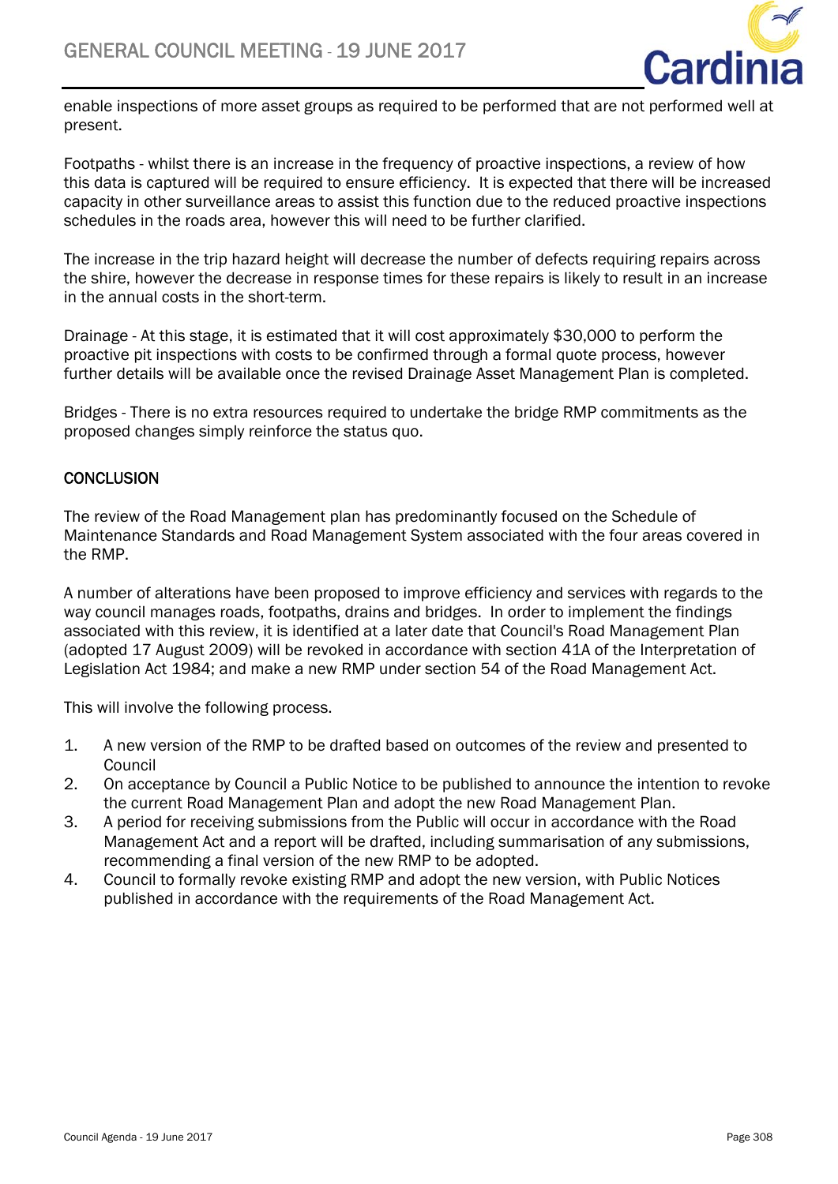enable inspections of more asset groups as required to be performed that are not performed well at present.

Footpaths - whilst there is an increase in the frequency of proactive inspections, a review of how this data is captured will be required to ensure efficiency. It is expected that there will be increased capacity in other surveillance areas to assist this function due to the reduced proactive inspections schedules in the roads area, however this will need to be further clarified.

The increase in the trip hazard height will decrease the number of defects requiring repairs across the shire, however the decrease in response times for these repairs is likely to result in an increase in the annual costs in the short-term.

Drainage - At this stage, it is estimated that it will cost approximately $30,000 to perform the proactive pit inspections with costs to be confirmed through a formal quote process, however further details will be available once the revised Drainage Asset Management Plan is completed.

Bridges - There is no extra resources required to undertake the bridge RMP commitments as the proposed changes simply reinforce the status quo.

## CONCLUSION

The review of the Road Management plan has predominantly focused on the Schedule of Maintenance Standards and Road Management System associated with the four areas covered in the RMP.

A number of alterations have been proposed to improve efficiency and services with regards to the way council manages roads, footpaths, drains and bridges. In order to implement the findings associated with this review, it is identified at a later date that Council's Road Management Plan (adopted 17 August 2009) will be revoked in accordance with section 41A of the Interpretation of Legislation Act 1984; and make a new RMP under section 54 of the Road Management Act.

This will involve the following process.

1. A new version of the RMP to be drafted based on outcomes of the review and presented to Council
2. On acceptance by Council a Public Notice to be published to announce the intention to revoke the current Road Management Plan and adopt the new Road Management Plan.
3. A period for receiving submissions from the Public will occur in accordance with the Road Management Act and a report will be drafted, including summarisation of any submissions, recommending a final version of the new RMP to be adopted.
4. Council to formally revoke existing RMP and adopt the new version, with Public Notices published in accordance with the requirements of the Road Management Act.